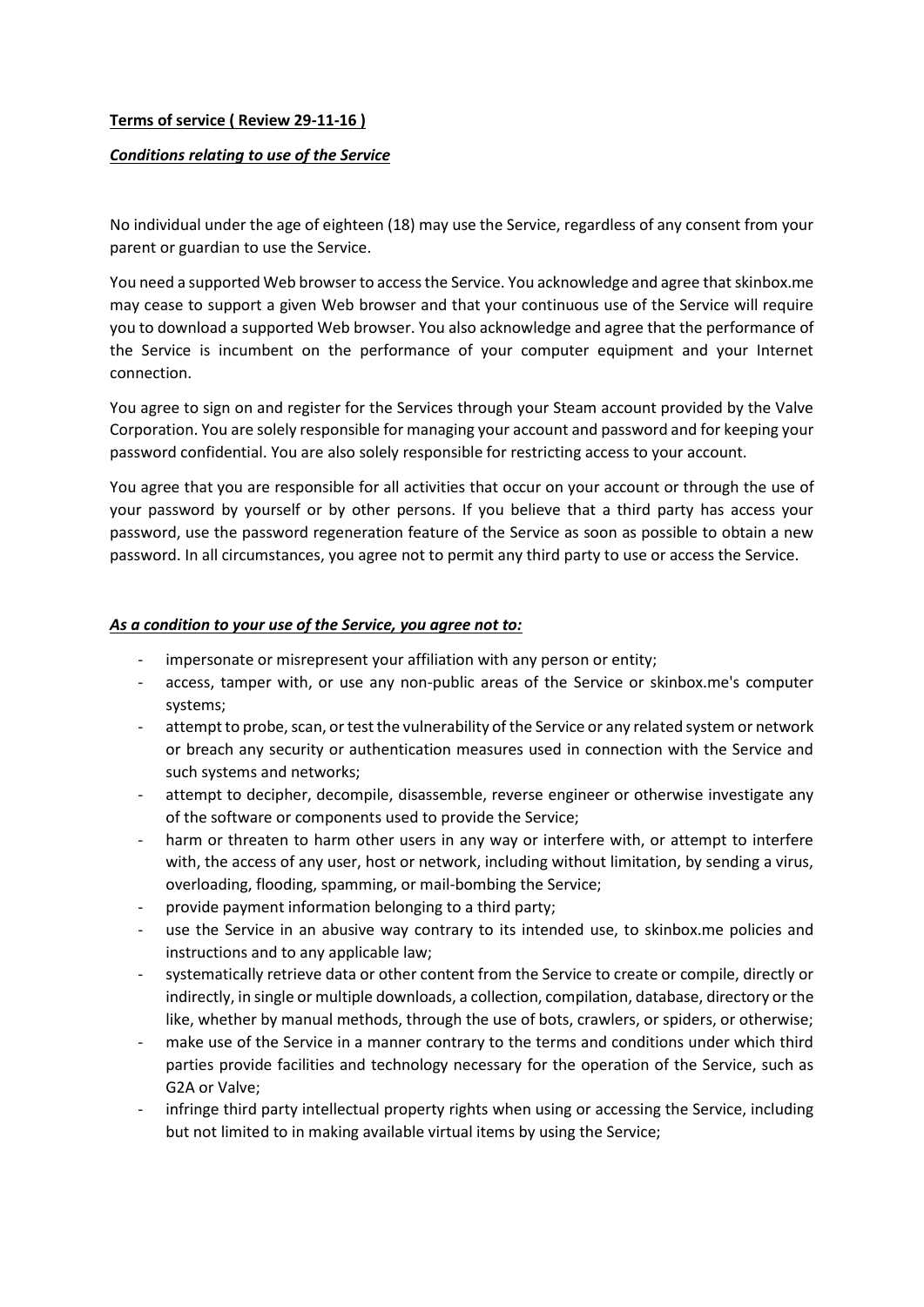**Terms of service ( Review 29-11-16 )**

***Conditions relating to use of the Service***

No individual under the age of eighteen (18) may use the Service, regardless of any consent from your parent or guardian to use the Service.

You need a supported Web browser to access the Service. You acknowledge and agree that skinbox.me may cease to support a given Web browser and that your continuous use of the Service will require you to download a supported Web browser. You also acknowledge and agree that the performance of the Service is incumbent on the performance of your computer equipment and your Internet connection.

You agree to sign on and register for the Services through your Steam account provided by the Valve Corporation. You are solely responsible for managing your account and password and for keeping your password confidential. You are also solely responsible for restricting access to your account.

You agree that you are responsible for all activities that occur on your account or through the use of your password by yourself or by other persons. If you believe that a third party has access your password, use the password regeneration feature of the Service as soon as possible to obtain a new password. In all circumstances, you agree not to permit any third party to use or access the Service.

***As a condition to your use of the Service, you agree not to:***

- impersonate or misrepresent your affiliation with any person or entity;
- access, tamper with, or use any non-public areas of the Service or skinbox.me's computer systems;
- attempt to probe, scan, or test the vulnerability of the Service or any related system or network or breach any security or authentication measures used in connection with the Service and such systems and networks;
- attempt to decipher, decompile, disassemble, reverse engineer or otherwise investigate any of the software or components used to provide the Service;
- harm or threaten to harm other users in any way or interfere with, or attempt to interfere with, the access of any user, host or network, including without limitation, by sending a virus, overloading, flooding, spamming, or mail-bombing the Service;
- provide payment information belonging to a third party;
- use the Service in an abusive way contrary to its intended use, to skinbox.me policies and instructions and to any applicable law;
- systematically retrieve data or other content from the Service to create or compile, directly or indirectly, in single or multiple downloads, a collection, compilation, database, directory or the like, whether by manual methods, through the use of bots, crawlers, or spiders, or otherwise;
- make use of the Service in a manner contrary to the terms and conditions under which third parties provide facilities and technology necessary for the operation of the Service, such as G2A or Valve;
- infringe third party intellectual property rights when using or accessing the Service, including but not limited to in making available virtual items by using the Service;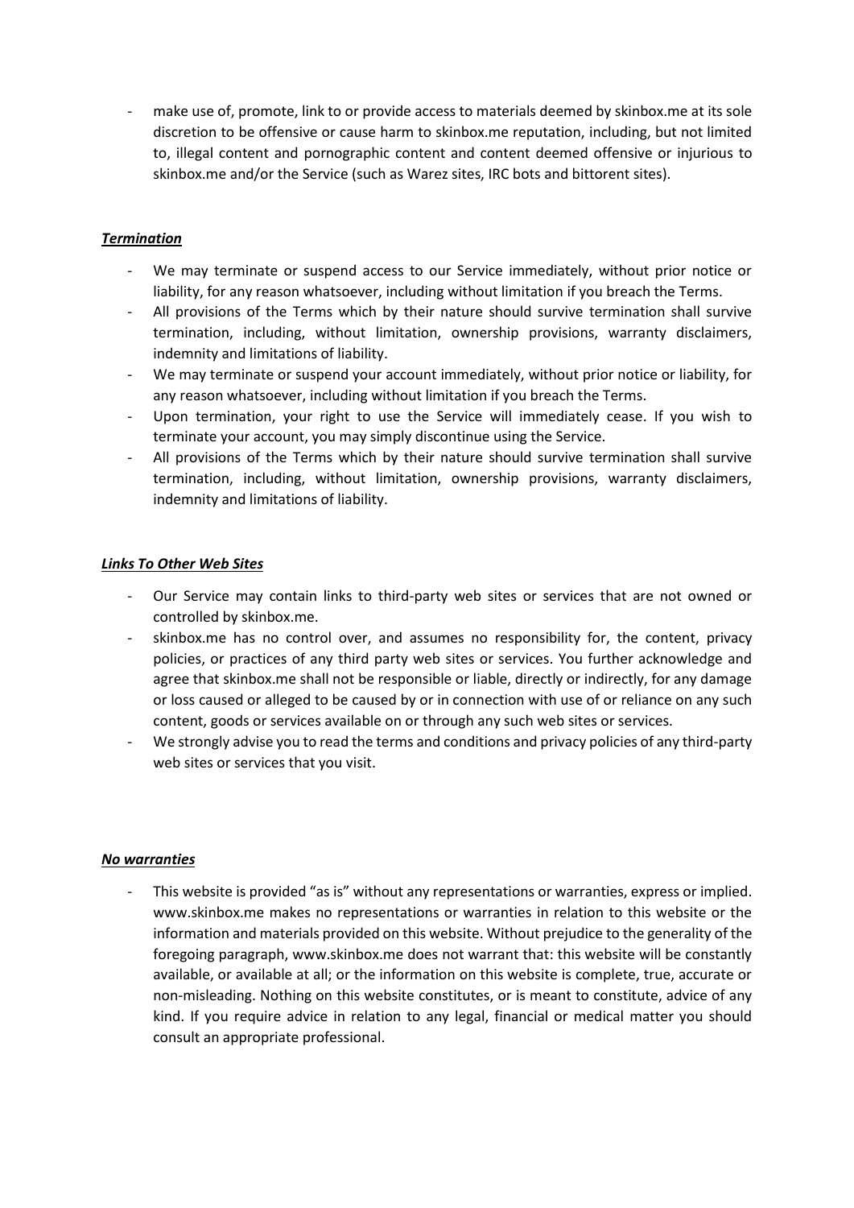- make use of, promote, link to or provide access to materials deemed by skinbox.me at its sole discretion to be offensive or cause harm to skinbox.me reputation, including, but not limited to, illegal content and pornographic content and content deemed offensive or injurious to skinbox.me and/or the Service (such as Warez sites, IRC bots and bittorent sites).

***Termination***

- We may terminate or suspend access to our Service immediately, without prior notice or liability, for any reason whatsoever, including without limitation if you breach the Terms.
- All provisions of the Terms which by their nature should survive termination shall survive termination, including, without limitation, ownership provisions, warranty disclaimers, indemnity and limitations of liability.
- We may terminate or suspend your account immediately, without prior notice or liability, for any reason whatsoever, including without limitation if you breach the Terms.
- Upon termination, your right to use the Service will immediately cease. If you wish to terminate your account, you may simply discontinue using the Service.
- All provisions of the Terms which by their nature should survive termination shall survive termination, including, without limitation, ownership provisions, warranty disclaimers, indemnity and limitations of liability.

***Links To Other Web Sites***

- Our Service may contain links to third-party web sites or services that are not owned or controlled by skinbox.me.
- skinbox.me has no control over, and assumes no responsibility for, the content, privacy policies, or practices of any third party web sites or services. You further acknowledge and agree that skinbox.me shall not be responsible or liable, directly or indirectly, for any damage or loss caused or alleged to be caused by or in connection with use of or reliance on any such content, goods or services available on or through any such web sites or services.
- We strongly advise you to read the terms and conditions and privacy policies of any third-party web sites or services that you visit.

***No warranties***

- This website is provided "as is" without any representations or warranties, express or implied. www.skinbox.me makes no representations or warranties in relation to this website or the information and materials provided on this website. Without prejudice to the generality of the foregoing paragraph, www.skinbox.me does not warrant that: this website will be constantly available, or available at all; or the information on this website is complete, true, accurate or non-misleading. Nothing on this website constitutes, or is meant to constitute, advice of any kind. If you require advice in relation to any legal, financial or medical matter you should consult an appropriate professional.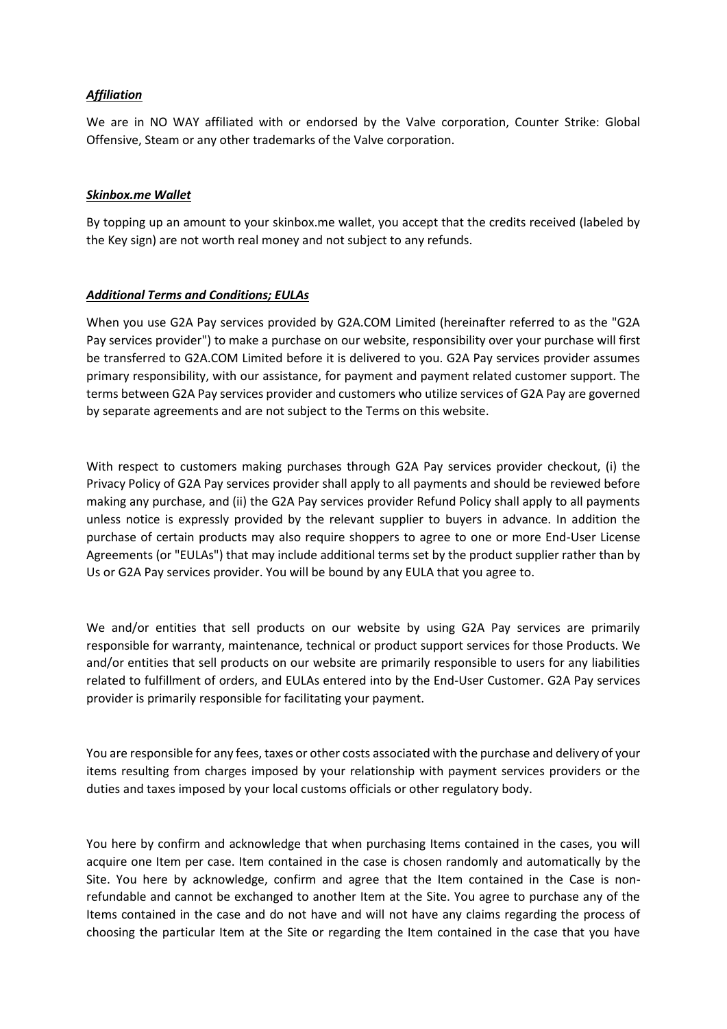***Affiliation***

We are in NO WAY affiliated with or endorsed by the Valve corporation, Counter Strike: Global Offensive, Steam or any other trademarks of the Valve corporation.

***Skinbox.me Wallet***

By topping up an amount to your skinbox.me wallet, you accept that the credits received (labeled by the Key sign) are not worth real money and not subject to any refunds.

***Additional Terms and Conditions; EULAs***

When you use G2A Pay services provided by G2A.COM Limited (hereinafter referred to as the "G2A Pay services provider") to make a purchase on our website, responsibility over your purchase will first be transferred to G2A.COM Limited before it is delivered to you. G2A Pay services provider assumes primary responsibility, with our assistance, for payment and payment related customer support. The terms between G2A Pay services provider and customers who utilize services of G2A Pay are governed by separate agreements and are not subject to the Terms on this website.

With respect to customers making purchases through G2A Pay services provider checkout, (i) the Privacy Policy of G2A Pay services provider shall apply to all payments and should be reviewed before making any purchase, and (ii) the G2A Pay services provider Refund Policy shall apply to all payments unless notice is expressly provided by the relevant supplier to buyers in advance. In addition the purchase of certain products may also require shoppers to agree to one or more End-User License Agreements (or "EULAs") that may include additional terms set by the product supplier rather than by Us or G2A Pay services provider. You will be bound by any EULA that you agree to.

We and/or entities that sell products on our website by using G2A Pay services are primarily responsible for warranty, maintenance, technical or product support services for those Products. We and/or entities that sell products on our website are primarily responsible to users for any liabilities related to fulfillment of orders, and EULAs entered into by the End-User Customer. G2A Pay services provider is primarily responsible for facilitating your payment.

You are responsible for any fees, taxes or other costs associated with the purchase and delivery of your items resulting from charges imposed by your relationship with payment services providers or the duties and taxes imposed by your local customs officials or other regulatory body.

You here by confirm and acknowledge that when purchasing Items contained in the cases, you will acquire one Item per case. Item contained in the case is chosen randomly and automatically by the Site. You here by acknowledge, confirm and agree that the Item contained in the Case is non-refundable and cannot be exchanged to another Item at the Site. You agree to purchase any of the Items contained in the case and do not have and will not have any claims regarding the process of choosing the particular Item at the Site or regarding the Item contained in the case that you have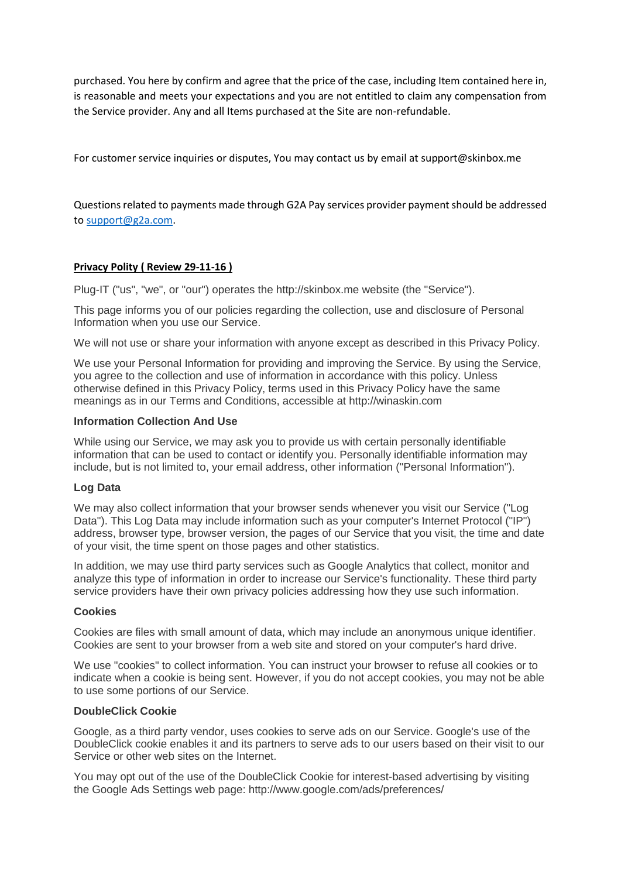purchased. You here by confirm and agree that the price of the case, including Item contained here in, is reasonable and meets your expectations and you are not entitled to claim any compensation from the Service provider. Any and all Items purchased at the Site are non-refundable.

For customer service inquiries or disputes, You may contact us by email at support@skinbox.me

Questions related to payments made through G2A Pay services provider payment should be addressed to support@g2a.com.

**Privacy Polity ( Review 29-11-16 )**

Plug-IT ("us", "we", or "our") operates the http://skinbox.me website (the "Service").

This page informs you of our policies regarding the collection, use and disclosure of Personal Information when you use our Service.

We will not use or share your information with anyone except as described in this Privacy Policy.

We use your Personal Information for providing and improving the Service. By using the Service, you agree to the collection and use of information in accordance with this policy. Unless otherwise defined in this Privacy Policy, terms used in this Privacy Policy have the same meanings as in our Terms and Conditions, accessible at http://winaskin.com

### Information Collection And Use

While using our Service, we may ask you to provide us with certain personally identifiable information that can be used to contact or identify you. Personally identifiable information may include, but is not limited to, your email address, other information ("Personal Information").

### Log Data

We may also collect information that your browser sends whenever you visit our Service ("Log Data"). This Log Data may include information such as your computer's Internet Protocol ("IP") address, browser type, browser version, the pages of our Service that you visit, the time and date of your visit, the time spent on those pages and other statistics.

In addition, we may use third party services such as Google Analytics that collect, monitor and analyze this type of information in order to increase our Service's functionality. These third party service providers have their own privacy policies addressing how they use such information.

### Cookies

Cookies are files with small amount of data, which may include an anonymous unique identifier. Cookies are sent to your browser from a web site and stored on your computer's hard drive.

We use "cookies" to collect information. You can instruct your browser to refuse all cookies or to indicate when a cookie is being sent. However, if you do not accept cookies, you may not be able to use some portions of our Service.

### DoubleClick Cookie

Google, as a third party vendor, uses cookies to serve ads on our Service. Google's use of the DoubleClick cookie enables it and its partners to serve ads to our users based on their visit to our Service or other web sites on the Internet.

You may opt out of the use of the DoubleClick Cookie for interest-based advertising by visiting the Google Ads Settings web page: http://www.google.com/ads/preferences/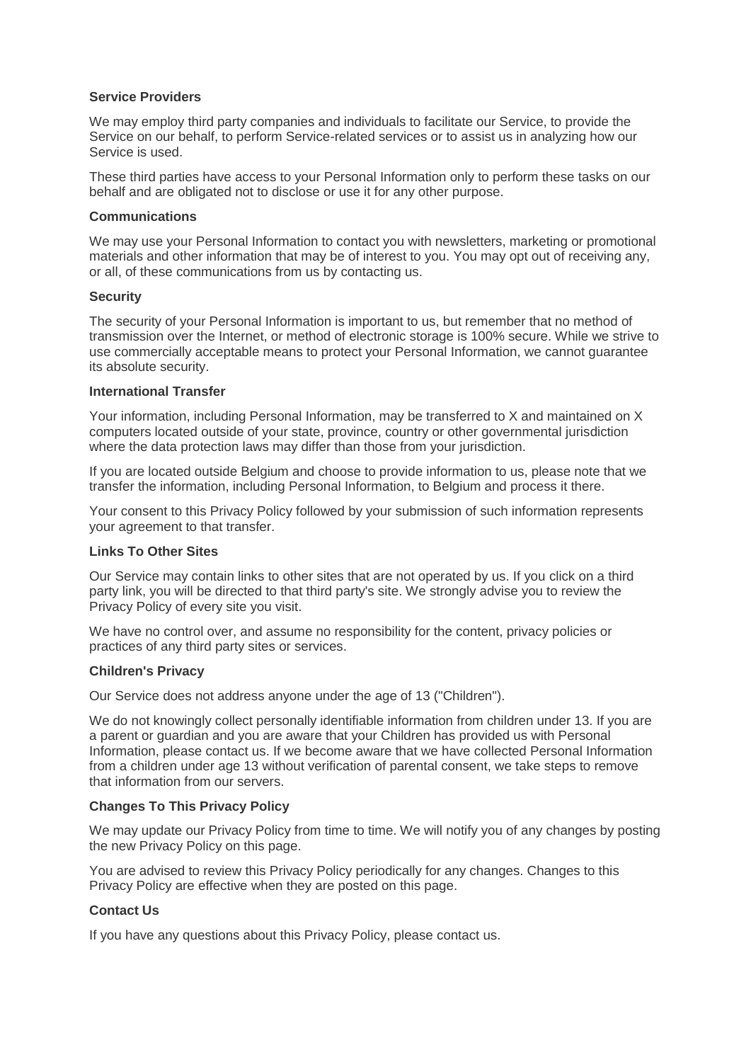**Service Providers**

We may employ third party companies and individuals to facilitate our Service, to provide the Service on our behalf, to perform Service-related services or to assist us in analyzing how our Service is used.

These third parties have access to your Personal Information only to perform these tasks on our behalf and are obligated not to disclose or use it for any other purpose.

**Communications**

We may use your Personal Information to contact you with newsletters, marketing or promotional materials and other information that may be of interest to you. You may opt out of receiving any, or all, of these communications from us by contacting us.

**Security**

The security of your Personal Information is important to us, but remember that no method of transmission over the Internet, or method of electronic storage is 100% secure. While we strive to use commercially acceptable means to protect your Personal Information, we cannot guarantee its absolute security.

**International Transfer**

Your information, including Personal Information, may be transferred to X and maintained on X computers located outside of your state, province, country or other governmental jurisdiction where the data protection laws may differ than those from your jurisdiction.

If you are located outside Belgium and choose to provide information to us, please note that we transfer the information, including Personal Information, to Belgium and process it there.

Your consent to this Privacy Policy followed by your submission of such information represents your agreement to that transfer.

**Links To Other Sites**

Our Service may contain links to other sites that are not operated by us. If you click on a third party link, you will be directed to that third party's site. We strongly advise you to review the Privacy Policy of every site you visit.

We have no control over, and assume no responsibility for the content, privacy policies or practices of any third party sites or services.

**Children's Privacy**

Our Service does not address anyone under the age of 13 ("Children").

We do not knowingly collect personally identifiable information from children under 13. If you are a parent or guardian and you are aware that your Children has provided us with Personal Information, please contact us. If we become aware that we have collected Personal Information from a children under age 13 without verification of parental consent, we take steps to remove that information from our servers.

**Changes To This Privacy Policy**

We may update our Privacy Policy from time to time. We will notify you of any changes by posting the new Privacy Policy on this page.

You are advised to review this Privacy Policy periodically for any changes. Changes to this Privacy Policy are effective when they are posted on this page.

**Contact Us**

If you have any questions about this Privacy Policy, please contact us.